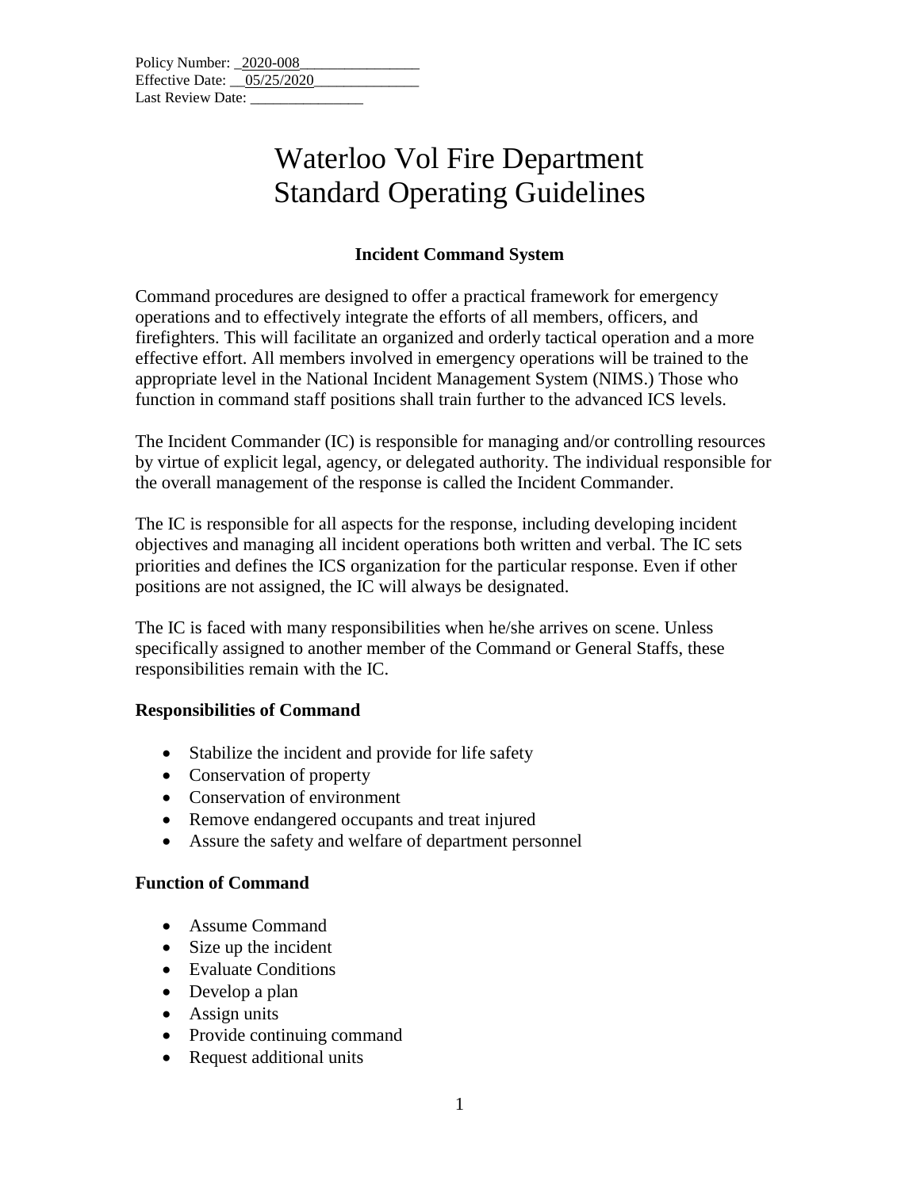Policy Number: _2020-008________________
Effective Date: __05/25/2020______________
Last Review Date: _______________

# Waterloo Vol Fire Department
# Standard Operating Guidelines

## Incident Command System

Command procedures are designed to offer a practical framework for emergency operations and to effectively integrate the efforts of all members, officers, and firefighters. This will facilitate an organized and orderly tactical operation and a more effective effort. All members involved in emergency operations will be trained to the appropriate level in the National Incident Management System (NIMS.) Those who function in command staff positions shall train further to the advanced ICS levels.

The Incident Commander (IC) is responsible for managing and/or controlling resources by virtue of explicit legal, agency, or delegated authority. The individual responsible for the overall management of the response is called the Incident Commander.

The IC is responsible for all aspects for the response, including developing incident objectives and managing all incident operations both written and verbal. The IC sets priorities and defines the ICS organization for the particular response. Even if other positions are not assigned, the IC will always be designated.

The IC is faced with many responsibilities when he/she arrives on scene. Unless specifically assigned to another member of the Command or General Staffs, these responsibilities remain with the IC.

### Responsibilities of Command

- Stabilize the incident and provide for life safety
- Conservation of property
- Conservation of environment
- Remove endangered occupants and treat injured
- Assure the safety and welfare of department personnel

### Function of Command

- Assume Command
- Size up the incident
- Evaluate Conditions
- Develop a plan
- Assign units
- Provide continuing command
- Request additional units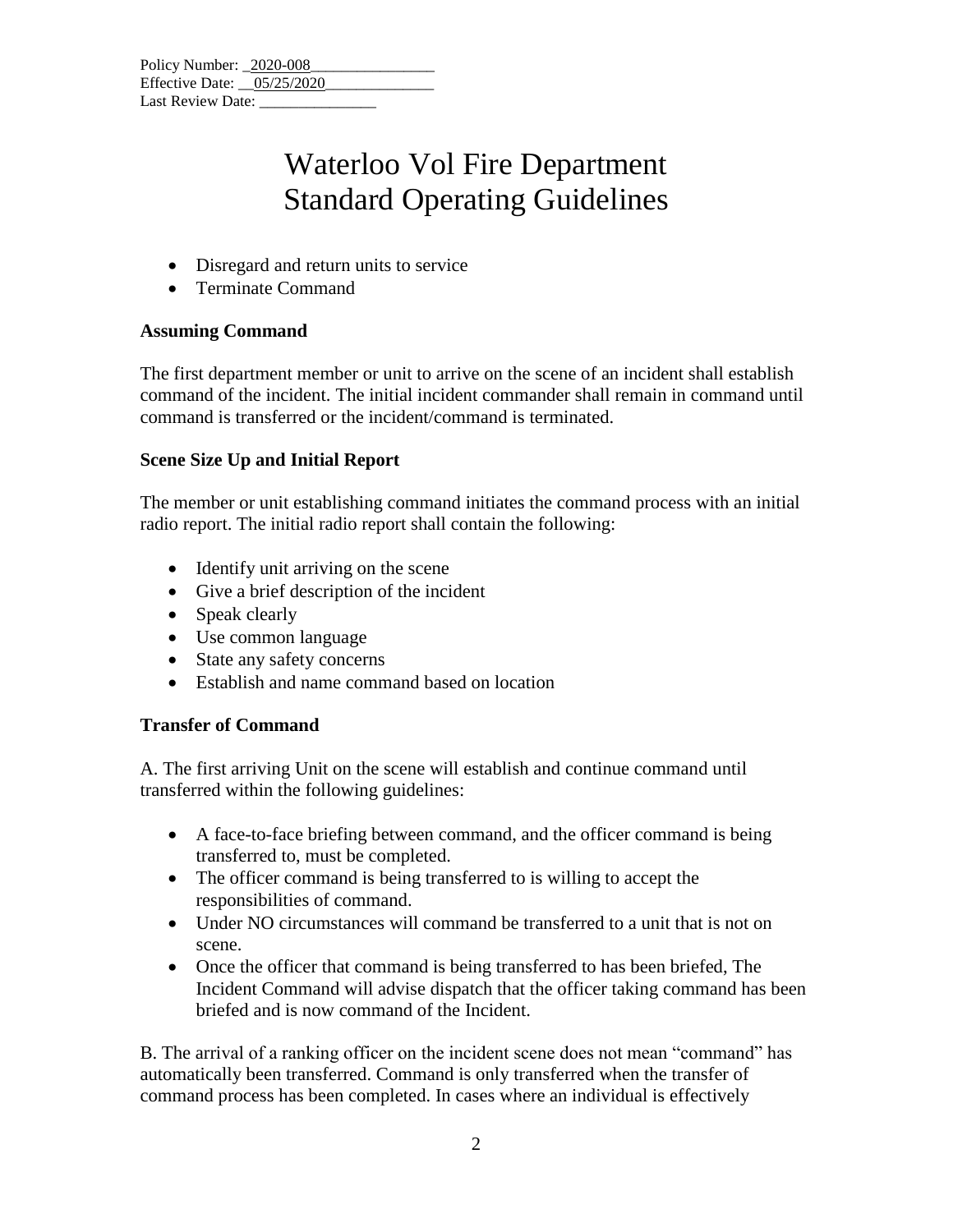- Disregard and return units to service
- Terminate Command

**Assuming Command**

The first department member or unit to arrive on the scene of an incident shall establish command of the incident. The initial incident commander shall remain in command until command is transferred or the incident/command is terminated.

**Scene Size Up and Initial Report**

The member or unit establishing command initiates the command process with an initial radio report. The initial radio report shall contain the following:

- Identify unit arriving on the scene
- Give a brief description of the incident
- Speak clearly
- Use common language
- State any safety concerns
- Establish and name command based on location

**Transfer of Command**

A. The first arriving Unit on the scene will establish and continue command until transferred within the following guidelines:

- A face-to-face briefing between command, and the officer command is being transferred to, must be completed.
- The officer command is being transferred to is willing to accept the responsibilities of command.
- Under NO circumstances will command be transferred to a unit that is not on scene.
- Once the officer that command is being transferred to has been briefed, The Incident Command will advise dispatch that the officer taking command has been briefed and is now command of the Incident.

B. The arrival of a ranking officer on the incident scene does not mean "command" has automatically been transferred. Command is only transferred when the transfer of command process has been completed. In cases where an individual is effectively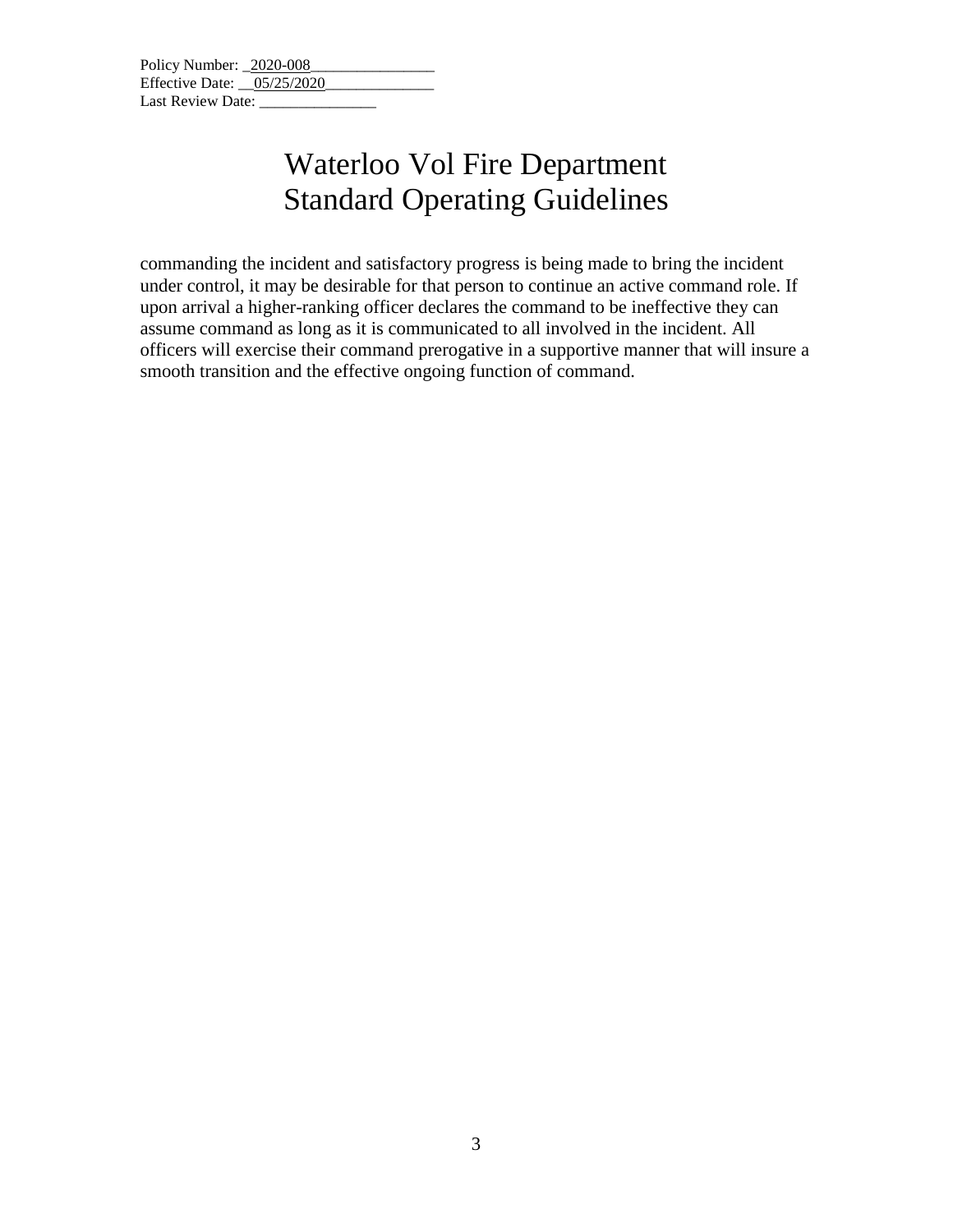commanding the incident and satisfactory progress is being made to bring the incident under control, it may be desirable for that person to continue an active command role. If upon arrival a higher-ranking officer declares the command to be ineffective they can assume command as long as it is communicated to all involved in the incident. All officers will exercise their command prerogative in a supportive manner that will insure a smooth transition and the effective ongoing function of command.